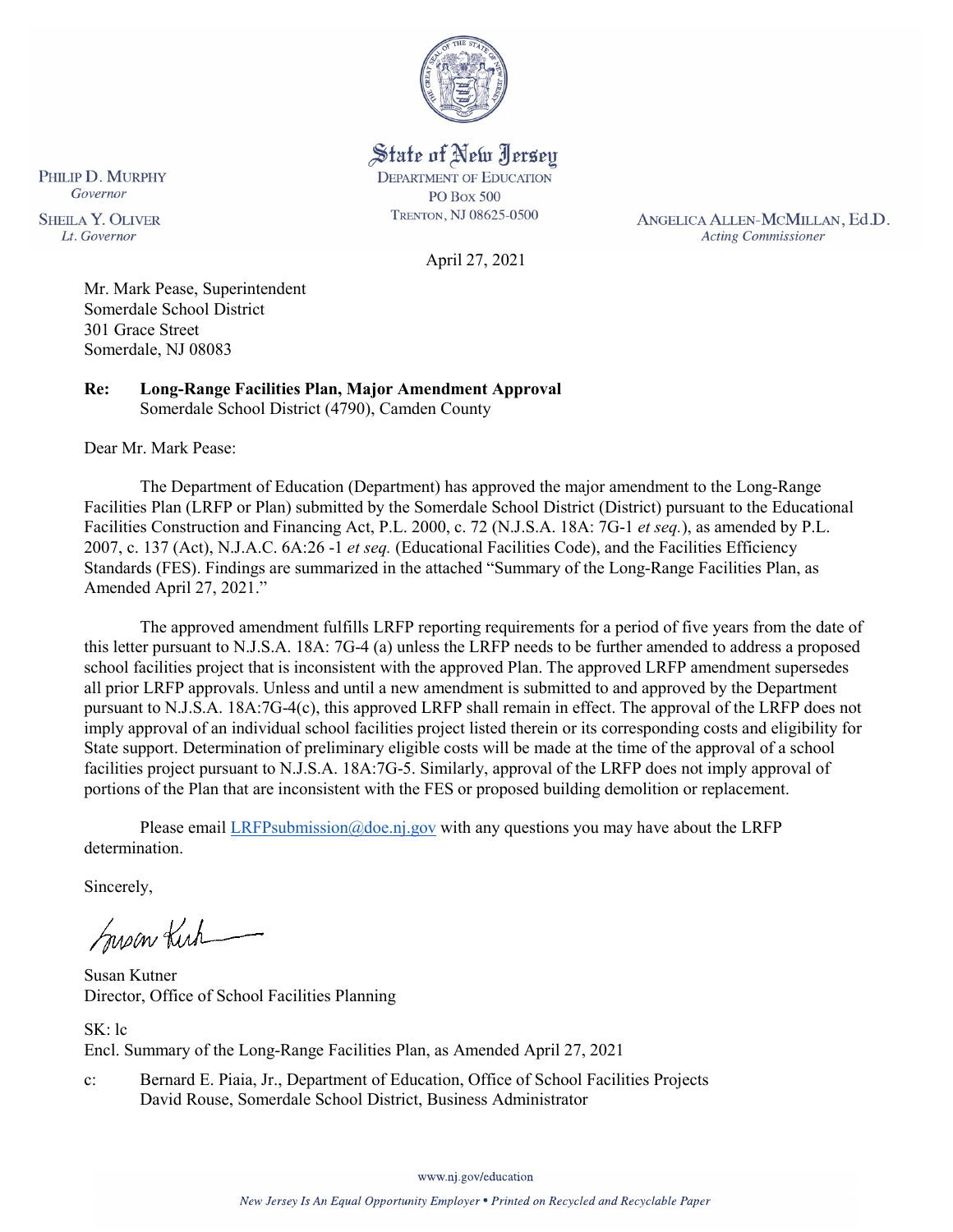State of New Jersey
DEPARTMENT OF EDUCATION
PO Box 500
TRENTON, NJ 08625-0500

PHILIP D. MURPHY
*Governor*

SHEILA Y. OLIVER
*Lt. Governor*

ANGELICA ALLEN-MCMILLAN, Ed.D.
*Acting Commissioner*

April 27, 2021

Mr. Mark Pease, Superintendent
Somerdale School District
301 Grace Street
Somerdale, NJ 08083

**Re: Long-Range Facilities Plan, Major Amendment Approval**
Somerdale School District (4790), Camden County

Dear Mr. Mark Pease:

The Department of Education (Department) has approved the major amendment to the Long-Range Facilities Plan (LRFP or Plan) submitted by the Somerdale School District (District) pursuant to the Educational Facilities Construction and Financing Act, P.L. 2000, c. 72 (N.J.S.A. 18A: 7G-1 *et seq.*), as amended by P.L. 2007, c. 137 (Act), N.J.A.C. 6A:26 -1 *et seq.* (Educational Facilities Code), and the Facilities Efficiency Standards (FES). Findings are summarized in the attached "Summary of the Long-Range Facilities Plan, as Amended April 27, 2021."

The approved amendment fulfills LRFP reporting requirements for a period of five years from the date of this letter pursuant to N.J.S.A. 18A: 7G-4 (a) unless the LRFP needs to be further amended to address a proposed school facilities project that is inconsistent with the approved Plan. The approved LRFP amendment supersedes all prior LRFP approvals. Unless and until a new amendment is submitted to and approved by the Department pursuant to N.J.S.A. 18A:7G-4(c), this approved LRFP shall remain in effect. The approval of the LRFP does not imply approval of an individual school facilities project listed therein or its corresponding costs and eligibility for State support. Determination of preliminary eligible costs will be made at the time of the approval of a school facilities project pursuant to N.J.S.A. 18A:7G-5. Similarly, approval of the LRFP does not imply approval of portions of the Plan that are inconsistent with the FES or proposed building demolition or replacement.

Please email LRFPsubmission@doe.nj.gov with any questions you may have about the LRFP determination.

Sincerely,

Susan Kutner
Director, Office of School Facilities Planning

SK: lc
Encl. Summary of the Long-Range Facilities Plan, as Amended April 27, 2021

c: Bernard E. Piaia, Jr., Department of Education, Office of School Facilities Projects
David Rouse, Somerdale School District, Business Administrator

www.nj.gov/education

*New Jersey Is An Equal Opportunity Employer • Printed on Recycled and Recyclable Paper*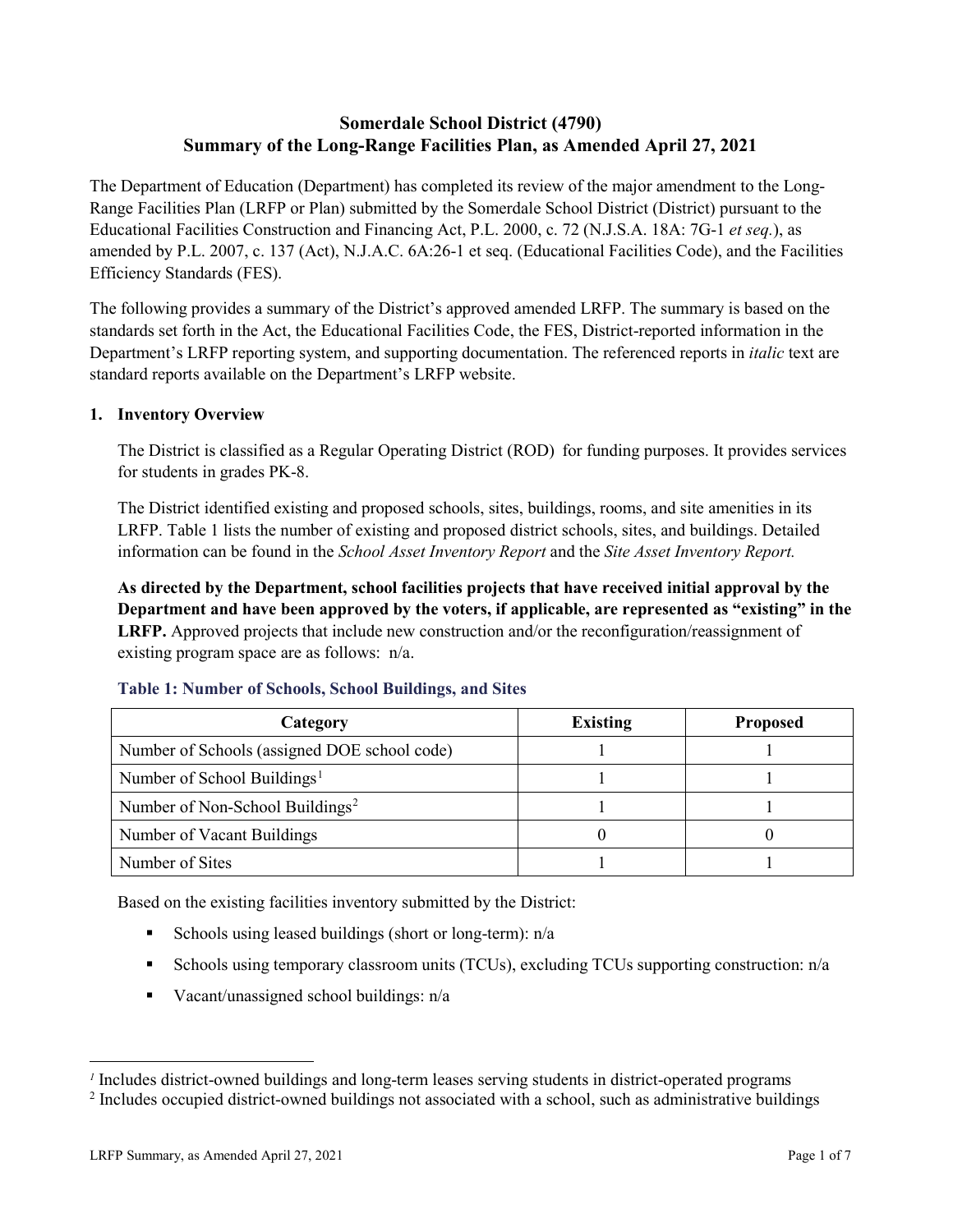# Somerdale School District (4790)
# Summary of the Long-Range Facilities Plan, as Amended April 27, 2021

The Department of Education (Department) has completed its review of the major amendment to the Long-Range Facilities Plan (LRFP or Plan) submitted by the Somerdale School District (District) pursuant to the Educational Facilities Construction and Financing Act, P.L. 2000, c. 72 (N.J.S.A. 18A: 7G-1 *et seq.*), as amended by P.L. 2007, c. 137 (Act), N.J.A.C. 6A:26-1 et seq. (Educational Facilities Code), and the Facilities Efficiency Standards (FES).

The following provides a summary of the District's approved amended LRFP. The summary is based on the standards set forth in the Act, the Educational Facilities Code, the FES, District-reported information in the Department's LRFP reporting system, and supporting documentation. The referenced reports in *italic* text are standard reports available on the Department's LRFP website.

## 1. Inventory Overview

The District is classified as a Regular Operating District (ROD) for funding purposes. It provides services for students in grades PK-8.

The District identified existing and proposed schools, sites, buildings, rooms, and site amenities in its LRFP. Table 1 lists the number of existing and proposed district schools, sites, and buildings. Detailed information can be found in the *School Asset Inventory Report* and the *Site Asset Inventory Report.*

**As directed by the Department, school facilities projects that have received initial approval by the Department and have been approved by the voters, if applicable, are represented as "existing" in the LRFP.** Approved projects that include new construction and/or the reconfiguration/reassignment of existing program space are as follows: n/a.

### Table 1: Number of Schools, School Buildings, and Sites

| Category | Existing | Proposed |
|---|---|---|
| Number of Schools (assigned DOE school code) | 1 | 1 |
| Number of School Buildings[1] | 1 | 1 |
| Number of Non-School Buildings[2] | 1 | 1 |
| Number of Vacant Buildings | 0 | 0 |
| Number of Sites | 1 | 1 |

Based on the existing facilities inventory submitted by the District:

- Schools using leased buildings (short or long-term): n/a
- Schools using temporary classroom units (TCUs), excluding TCUs supporting construction: n/a
- Vacant/unassigned school buildings: n/a

[1] Includes district-owned buildings and long-term leases serving students in district-operated programs

[2] Includes occupied district-owned buildings not associated with a school, such as administrative buildings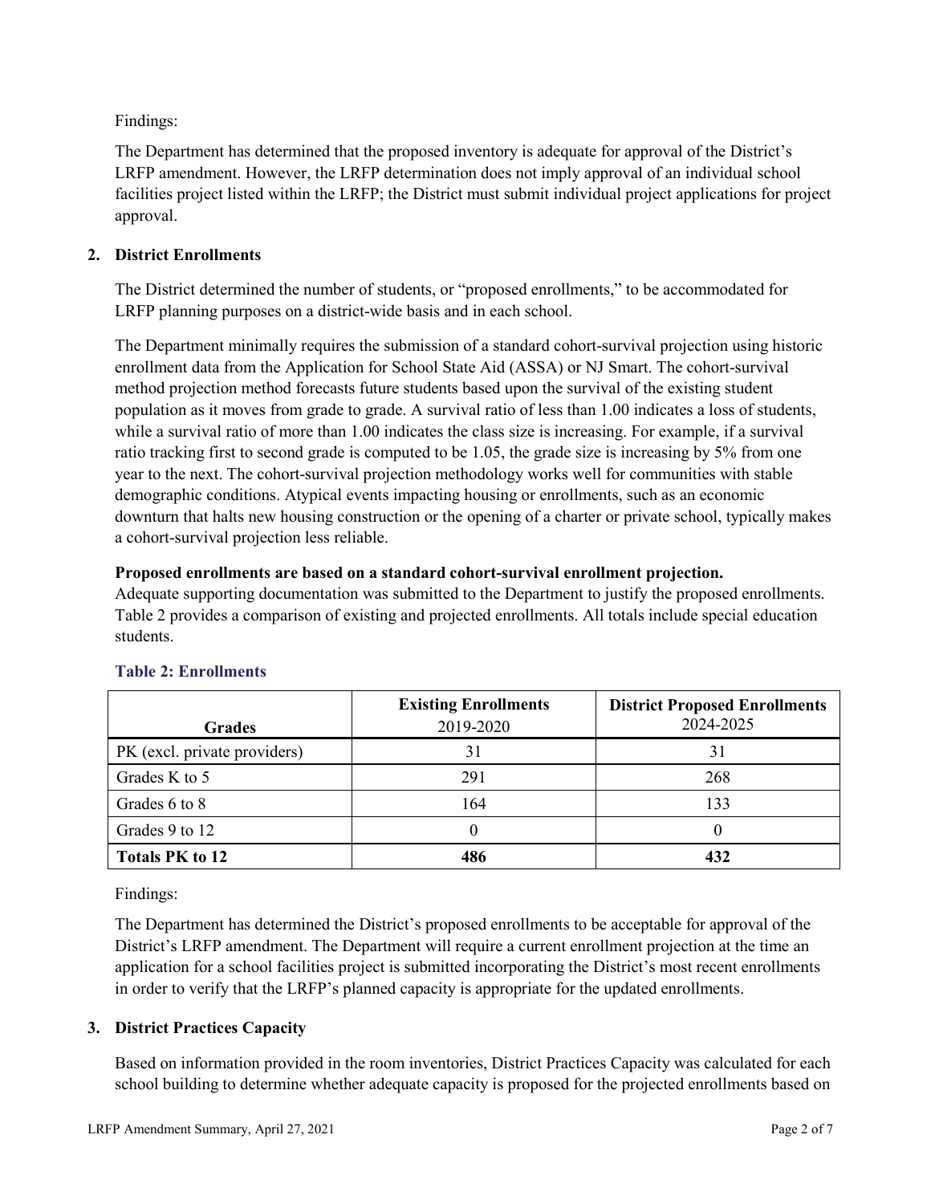Findings:

The Department has determined that the proposed inventory is adequate for approval of the District's LRFP amendment. However, the LRFP determination does not imply approval of an individual school facilities project listed within the LRFP; the District must submit individual project applications for project approval.

## 2. District Enrollments

The District determined the number of students, or "proposed enrollments," to be accommodated for LRFP planning purposes on a district-wide basis and in each school.

The Department minimally requires the submission of a standard cohort-survival projection using historic enrollment data from the Application for School State Aid (ASSA) or NJ Smart. The cohort-survival method projection method forecasts future students based upon the survival of the existing student population as it moves from grade to grade. A survival ratio of less than 1.00 indicates a loss of students, while a survival ratio of more than 1.00 indicates the class size is increasing. For example, if a survival ratio tracking first to second grade is computed to be 1.05, the grade size is increasing by 5% from one year to the next. The cohort-survival projection methodology works well for communities with stable demographic conditions. Atypical events impacting housing or enrollments, such as an economic downturn that halts new housing construction or the opening of a charter or private school, typically makes a cohort-survival projection less reliable.

**Proposed enrollments are based on a standard cohort-survival enrollment projection.**
Adequate supporting documentation was submitted to the Department to justify the proposed enrollments. Table 2 provides a comparison of existing and projected enrollments. All totals include special education students.

### Table 2: Enrollments

| Grades | **Existing Enrollments** 2019-2020 | **District Proposed Enrollments** 2024-2025 |
|---|---|---|
| PK (excl. private providers) | 31 | 31 |
| Grades K to 5 | 291 | 268 |
| Grades 6 to 8 | 164 | 133 |
| Grades 9 to 12 | 0 | 0 |
| **Totals PK to 12** | **486** | **432** |

Findings:

The Department has determined the District's proposed enrollments to be acceptable for approval of the District's LRFP amendment. The Department will require a current enrollment projection at the time an application for a school facilities project is submitted incorporating the District's most recent enrollments in order to verify that the LRFP's planned capacity is appropriate for the updated enrollments.

## 3. District Practices Capacity

Based on information provided in the room inventories, District Practices Capacity was calculated for each school building to determine whether adequate capacity is proposed for the projected enrollments based on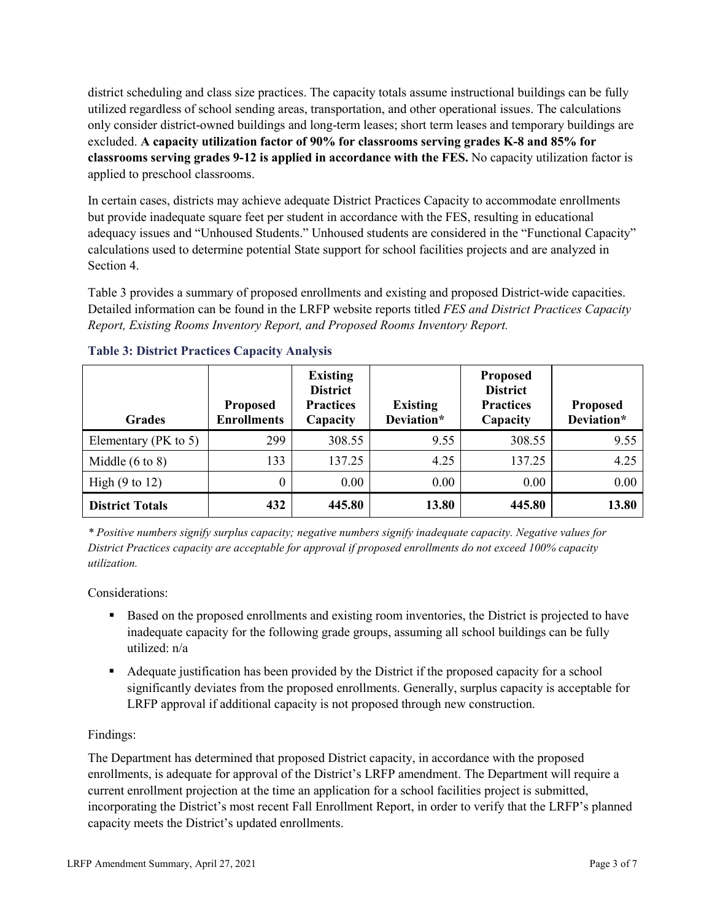district scheduling and class size practices. The capacity totals assume instructional buildings can be fully utilized regardless of school sending areas, transportation, and other operational issues. The calculations only consider district-owned buildings and long-term leases; short term leases and temporary buildings are excluded. **A capacity utilization factor of 90% for classrooms serving grades K-8 and 85% for classrooms serving grades 9-12 is applied in accordance with the FES.** No capacity utilization factor is applied to preschool classrooms.

In certain cases, districts may achieve adequate District Practices Capacity to accommodate enrollments but provide inadequate square feet per student in accordance with the FES, resulting in educational adequacy issues and "Unhoused Students." Unhoused students are considered in the "Functional Capacity" calculations used to determine potential State support for school facilities projects and are analyzed in Section 4.

Table 3 provides a summary of proposed enrollments and existing and proposed District-wide capacities. Detailed information can be found in the LRFP website reports titled *FES and District Practices Capacity Report, Existing Rooms Inventory Report, and Proposed Rooms Inventory Report.*

### Table 3: District Practices Capacity Analysis

| Grades | Proposed Enrollments | Existing District Practices Capacity | Existing Deviation* | Proposed District Practices Capacity | Proposed Deviation* |
|---|---|---|---|---|---|
| Elementary (PK to 5) | 299 | 308.55 | 9.55 | 308.55 | 9.55 |
| Middle (6 to 8) | 133 | 137.25 | 4.25 | 137.25 | 4.25 |
| High (9 to 12) | 0 | 0.00 | 0.00 | 0.00 | 0.00 |
| **District Totals** | **432** | **445.80** | **13.80** | **445.80** | **13.80** |

*\* Positive numbers signify surplus capacity; negative numbers signify inadequate capacity. Negative values for District Practices capacity are acceptable for approval if proposed enrollments do not exceed 100% capacity utilization.*

Considerations:

- Based on the proposed enrollments and existing room inventories, the District is projected to have inadequate capacity for the following grade groups, assuming all school buildings can be fully utilized: n/a
- Adequate justification has been provided by the District if the proposed capacity for a school significantly deviates from the proposed enrollments. Generally, surplus capacity is acceptable for LRFP approval if additional capacity is not proposed through new construction.

Findings:

The Department has determined that proposed District capacity, in accordance with the proposed enrollments, is adequate for approval of the District's LRFP amendment. The Department will require a current enrollment projection at the time an application for a school facilities project is submitted, incorporating the District's most recent Fall Enrollment Report, in order to verify that the LRFP's planned capacity meets the District's updated enrollments.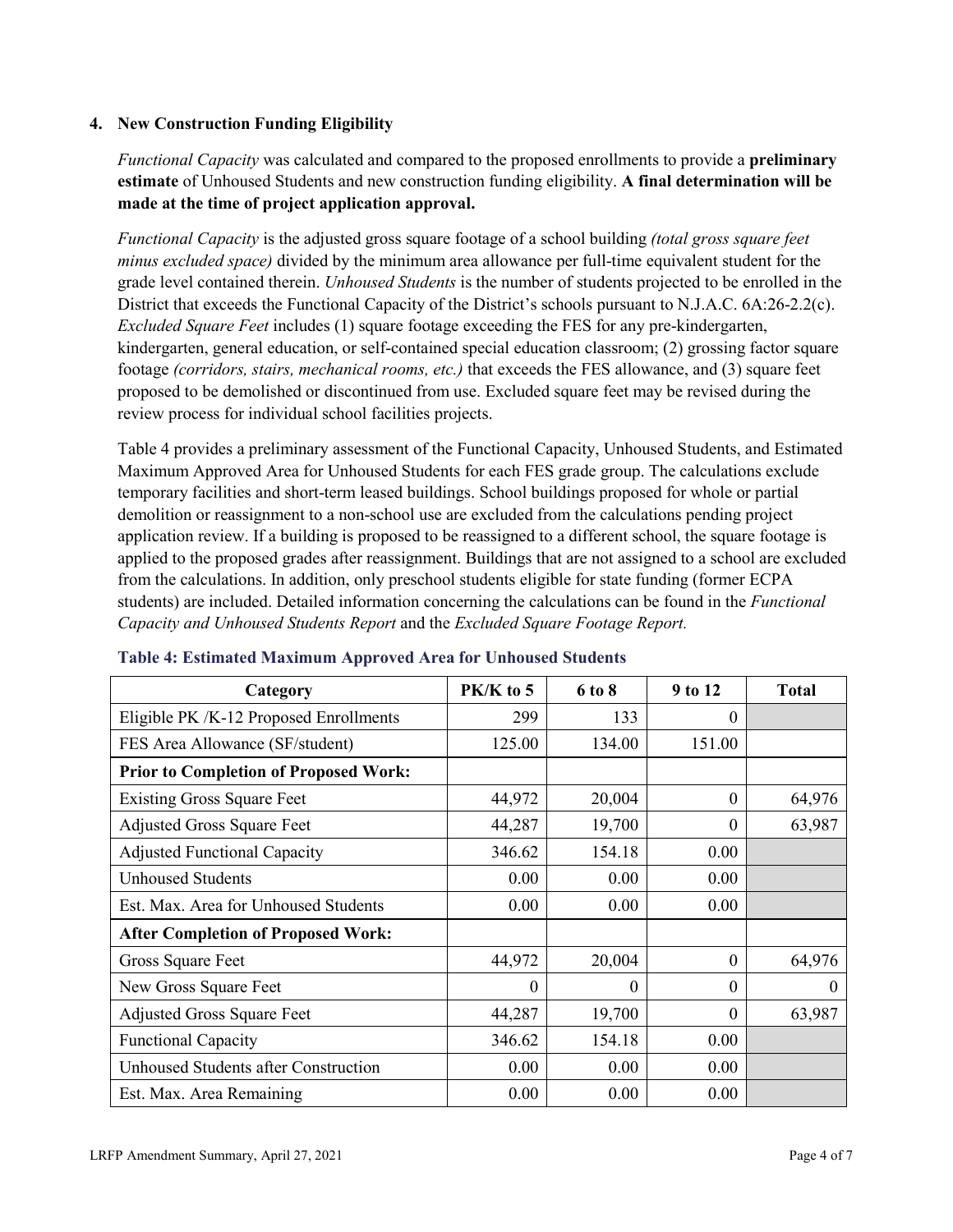## 4. New Construction Funding Eligibility

*Functional Capacity* was calculated and compared to the proposed enrollments to provide a **preliminary estimate** of Unhoused Students and new construction funding eligibility. **A final determination will be made at the time of project application approval.**

*Functional Capacity* is the adjusted gross square footage of a school building *(total gross square feet minus excluded space)* divided by the minimum area allowance per full-time equivalent student for the grade level contained therein. *Unhoused Students* is the number of students projected to be enrolled in the District that exceeds the Functional Capacity of the District's schools pursuant to N.J.A.C. 6A:26-2.2(c). *Excluded Square Feet* includes (1) square footage exceeding the FES for any pre-kindergarten, kindergarten, general education, or self-contained special education classroom; (2) grossing factor square footage *(corridors, stairs, mechanical rooms, etc.)* that exceeds the FES allowance, and (3) square feet proposed to be demolished or discontinued from use. Excluded square feet may be revised during the review process for individual school facilities projects.

Table 4 provides a preliminary assessment of the Functional Capacity, Unhoused Students, and Estimated Maximum Approved Area for Unhoused Students for each FES grade group. The calculations exclude temporary facilities and short-term leased buildings. School buildings proposed for whole or partial demolition or reassignment to a non-school use are excluded from the calculations pending project application review. If a building is proposed to be reassigned to a different school, the square footage is applied to the proposed grades after reassignment. Buildings that are not assigned to a school are excluded from the calculations. In addition, only preschool students eligible for state funding (former ECPA students) are included. Detailed information concerning the calculations can be found in the *Functional Capacity and Unhoused Students Report* and the *Excluded Square Footage Report.*

**Table 4: Estimated Maximum Approved Area for Unhoused Students**

| Category | PK/K to 5 | 6 to 8 | 9 to 12 | Total |
|---|---|---|---|---|
| Eligible PK /K-12 Proposed Enrollments | 299 | 133 | 0 | |
| FES Area Allowance (SF/student) | 125.00 | 134.00 | 151.00 | |
| **Prior to Completion of Proposed Work:** | | | | |
| Existing Gross Square Feet | 44,972 | 20,004 | 0 | 64,976 |
| Adjusted Gross Square Feet | 44,287 | 19,700 | 0 | 63,987 |
| Adjusted Functional Capacity | 346.62 | 154.18 | 0.00 | |
| Unhoused Students | 0.00 | 0.00 | 0.00 | |
| Est. Max. Area for Unhoused Students | 0.00 | 0.00 | 0.00 | |
| **After Completion of Proposed Work:** | | | | |
| Gross Square Feet | 44,972 | 20,004 | 0 | 64,976 |
| New Gross Square Feet | 0 | 0 | 0 | 0 |
| Adjusted Gross Square Feet | 44,287 | 19,700 | 0 | 63,987 |
| Functional Capacity | 346.62 | 154.18 | 0.00 | |
| Unhoused Students after Construction | 0.00 | 0.00 | 0.00 | |
| Est. Max. Area Remaining | 0.00 | 0.00 | 0.00 | |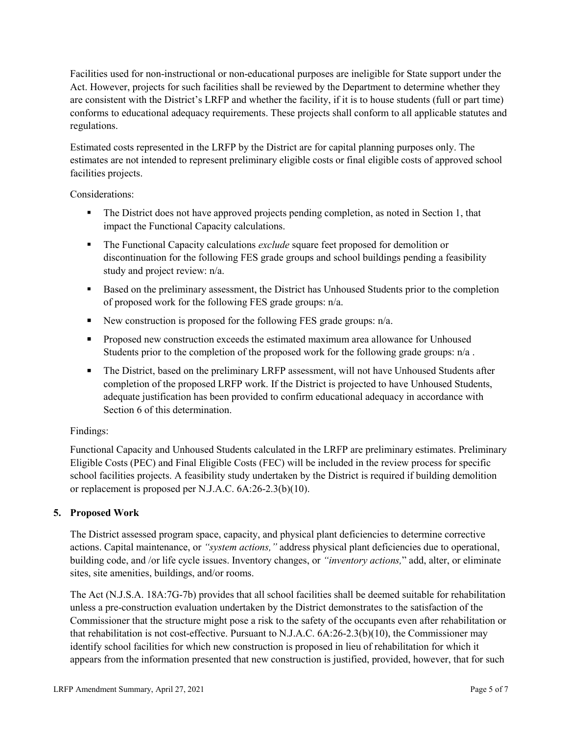Facilities used for non-instructional or non-educational purposes are ineligible for State support under the Act. However, projects for such facilities shall be reviewed by the Department to determine whether they are consistent with the District's LRFP and whether the facility, if it is to house students (full or part time) conforms to educational adequacy requirements. These projects shall conform to all applicable statutes and regulations.

Estimated costs represented in the LRFP by the District are for capital planning purposes only. The estimates are not intended to represent preliminary eligible costs or final eligible costs of approved school facilities projects.

Considerations:

- The District does not have approved projects pending completion, as noted in Section 1, that impact the Functional Capacity calculations.
- The Functional Capacity calculations *exclude* square feet proposed for demolition or discontinuation for the following FES grade groups and school buildings pending a feasibility study and project review: n/a.
- Based on the preliminary assessment, the District has Unhoused Students prior to the completion of proposed work for the following FES grade groups: n/a.
- New construction is proposed for the following FES grade groups: n/a.
- Proposed new construction exceeds the estimated maximum area allowance for Unhoused Students prior to the completion of the proposed work for the following grade groups: n/a .
- The District, based on the preliminary LRFP assessment, will not have Unhoused Students after completion of the proposed LRFP work. If the District is projected to have Unhoused Students, adequate justification has been provided to confirm educational adequacy in accordance with Section 6 of this determination.

Findings:

Functional Capacity and Unhoused Students calculated in the LRFP are preliminary estimates. Preliminary Eligible Costs (PEC) and Final Eligible Costs (FEC) will be included in the review process for specific school facilities projects. A feasibility study undertaken by the District is required if building demolition or replacement is proposed per N.J.A.C. 6A:26-2.3(b)(10).

## 5. Proposed Work

The District assessed program space, capacity, and physical plant deficiencies to determine corrective actions. Capital maintenance, or *"system actions,"* address physical plant deficiencies due to operational, building code, and /or life cycle issues. Inventory changes, or *"inventory actions,"* add, alter, or eliminate sites, site amenities, buildings, and/or rooms.

The Act (N.J.S.A. 18A:7G-7b) provides that all school facilities shall be deemed suitable for rehabilitation unless a pre-construction evaluation undertaken by the District demonstrates to the satisfaction of the Commissioner that the structure might pose a risk to the safety of the occupants even after rehabilitation or that rehabilitation is not cost-effective. Pursuant to N.J.A.C. 6A:26-2.3(b)(10), the Commissioner may identify school facilities for which new construction is proposed in lieu of rehabilitation for which it appears from the information presented that new construction is justified, provided, however, that for such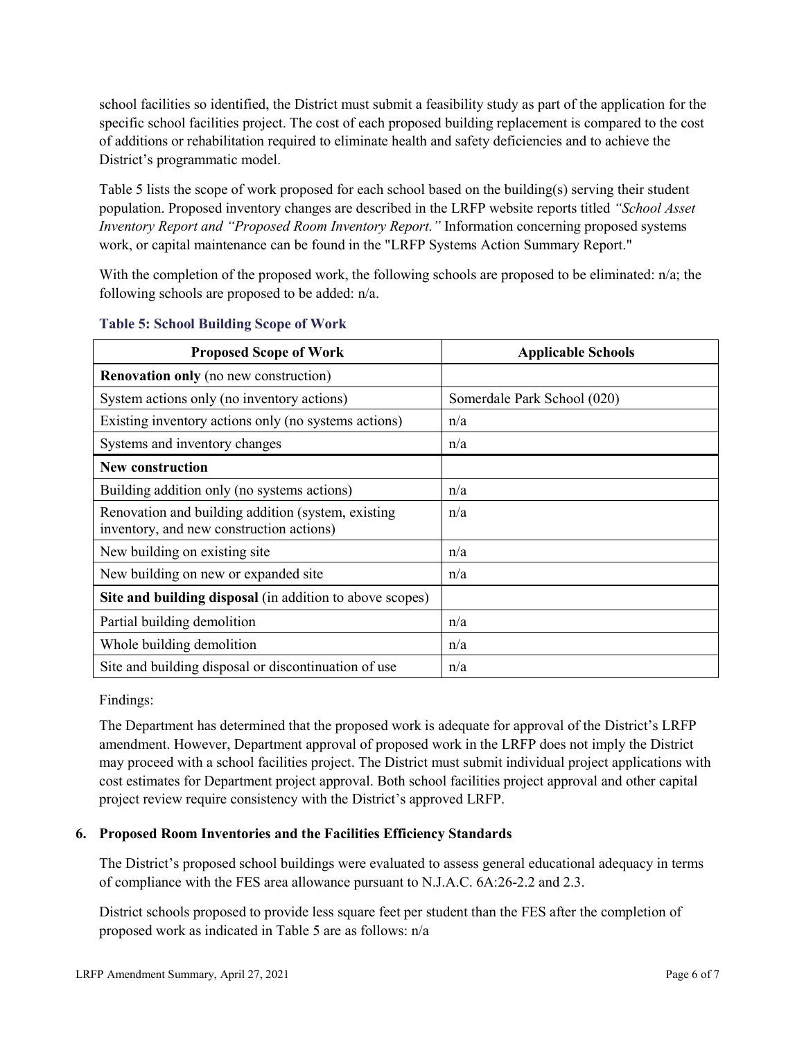school facilities so identified, the District must submit a feasibility study as part of the application for the specific school facilities project. The cost of each proposed building replacement is compared to the cost of additions or rehabilitation required to eliminate health and safety deficiencies and to achieve the District's programmatic model.

Table 5 lists the scope of work proposed for each school based on the building(s) serving their student population. Proposed inventory changes are described in the LRFP website reports titled *"School Asset Inventory Report and "Proposed Room Inventory Report."* Information concerning proposed systems work, or capital maintenance can be found in the "LRFP Systems Action Summary Report."

With the completion of the proposed work, the following schools are proposed to be eliminated: n/a; the following schools are proposed to be added: n/a.

**Table 5: School Building Scope of Work**

| Proposed Scope of Work | Applicable Schools |
|---|---|
| **Renovation only** (no new construction) | |
| System actions only (no inventory actions) | Somerdale Park School (020) |
| Existing inventory actions only (no systems actions) | n/a |
| Systems and inventory changes | n/a |
| **New construction** | |
| Building addition only (no systems actions) | n/a |
| Renovation and building addition (system, existing inventory, and new construction actions) | n/a |
| New building on existing site | n/a |
| New building on new or expanded site | n/a |
| **Site and building disposal** (in addition to above scopes) | |
| Partial building demolition | n/a |
| Whole building demolition | n/a |
| Site and building disposal or discontinuation of use | n/a |

Findings:

The Department has determined that the proposed work is adequate for approval of the District's LRFP amendment. However, Department approval of proposed work in the LRFP does not imply the District may proceed with a school facilities project. The District must submit individual project applications with cost estimates for Department project approval. Both school facilities project approval and other capital project review require consistency with the District's approved LRFP.

### 6. Proposed Room Inventories and the Facilities Efficiency Standards

The District's proposed school buildings were evaluated to assess general educational adequacy in terms of compliance with the FES area allowance pursuant to N.J.A.C. 6A:26-2.2 and 2.3.

District schools proposed to provide less square feet per student than the FES after the completion of proposed work as indicated in Table 5 are as follows: n/a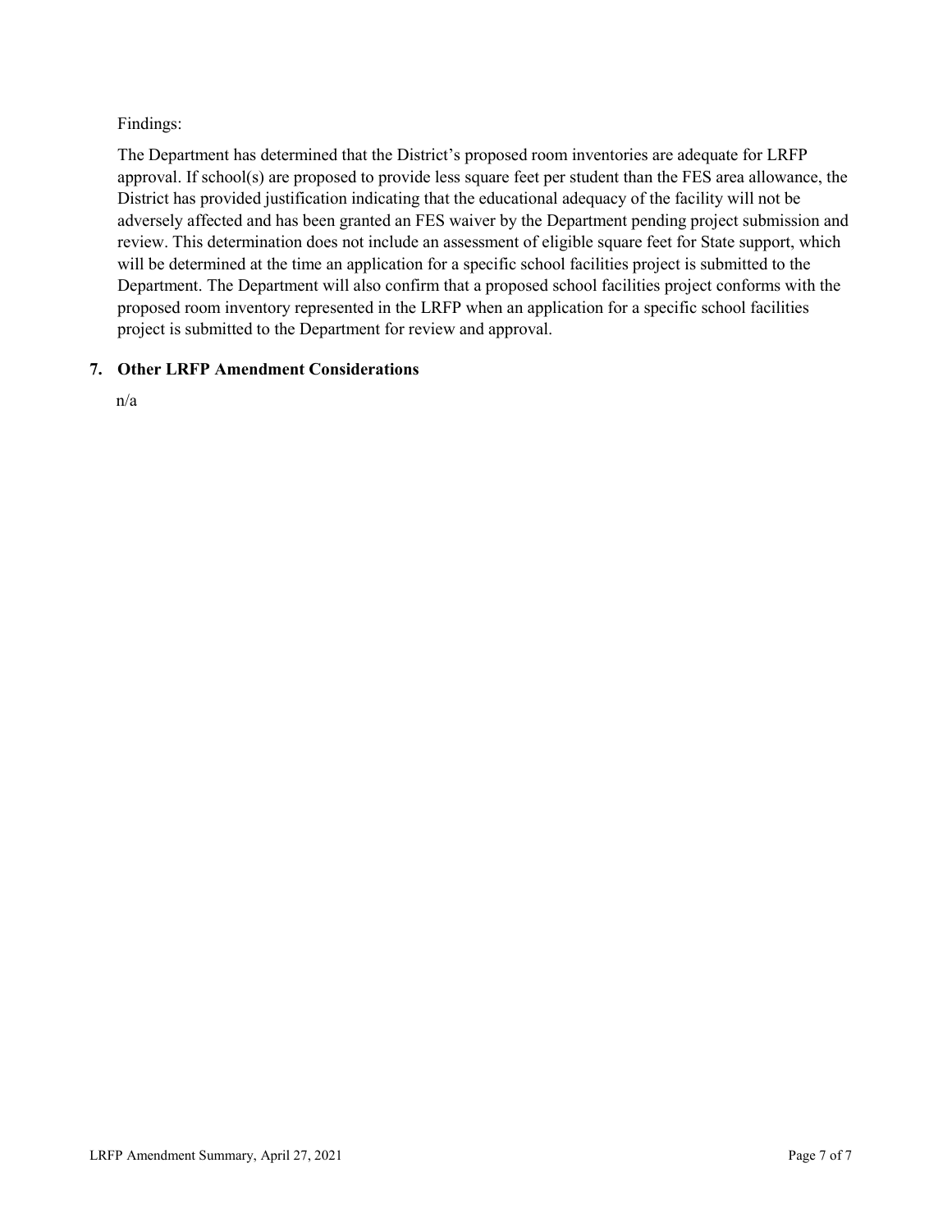Findings:

The Department has determined that the District's proposed room inventories are adequate for LRFP approval. If school(s) are proposed to provide less square feet per student than the FES area allowance, the District has provided justification indicating that the educational adequacy of the facility will not be adversely affected and has been granted an FES waiver by the Department pending project submission and review. This determination does not include an assessment of eligible square feet for State support, which will be determined at the time an application for a specific school facilities project is submitted to the Department. The Department will also confirm that a proposed school facilities project conforms with the proposed room inventory represented in the LRFP when an application for a specific school facilities project is submitted to the Department for review and approval.

## 7. Other LRFP Amendment Considerations

n/a